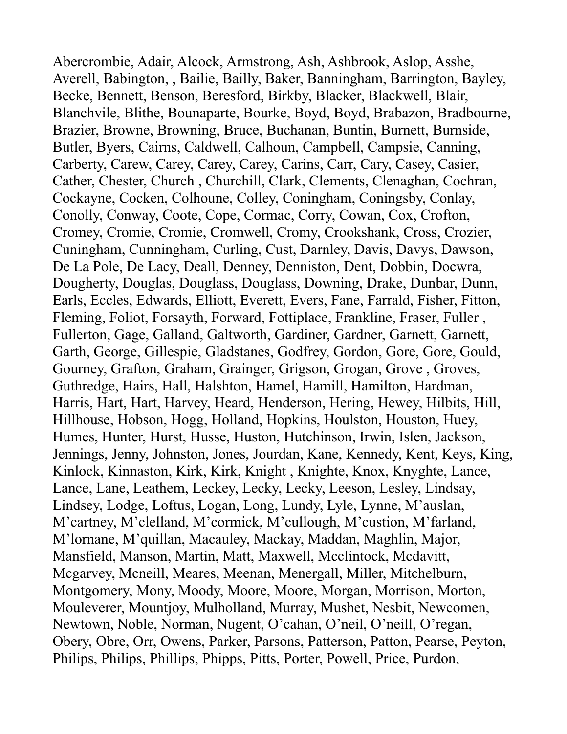Abercrombie, Adair, Alcock, Armstrong, Ash, Ashbrook, Aslop, Asshe, Averell, Babington, , Bailie, Bailly, Baker, Banningham, Barrington, Bayley, Becke, Bennett, Benson, Beresford, Birkby, Blacker, Blackwell, Blair, Blanchvile, Blithe, Bounaparte, Bourke, Boyd, Boyd, Brabazon, Bradbourne, Brazier, Browne, Browning, Bruce, Buchanan, Buntin, Burnett, Burnside, Butler, Byers, Cairns, Caldwell, Calhoun, Campbell, Campsie, Canning, Carberty, Carew, Carey, Carey, Carey, Carins, Carr, Cary, Casey, Casier, Cather, Chester, Church , Churchill, Clark, Clements, Clenaghan, Cochran, Cockayne, Cocken, Colhoune, Colley, Coningham, Coningsby, Conlay, Conolly, Conway, Coote, Cope, Cormac, Corry, Cowan, Cox, Crofton, Cromey, Cromie, Cromie, Cromwell, Cromy, Crookshank, Cross, Crozier, Cuningham, Cunningham, Curling, Cust, Darnley, Davis, Davys, Dawson, De La Pole, De Lacy, Deall, Denney, Denniston, Dent, Dobbin, Docwra, Dougherty, Douglas, Douglass, Douglass, Downing, Drake, Dunbar, Dunn, Earls, Eccles, Edwards, Elliott, Everett, Evers, Fane, Farrald, Fisher, Fitton, Fleming, Foliot, Forsayth, Forward, Fottiplace, Frankline, Fraser, Fuller , Fullerton, Gage, Galland, Galtworth, Gardiner, Gardner, Garnett, Garnett, Garth, George, Gillespie, Gladstanes, Godfrey, Gordon, Gore, Gore, Gould, Gourney, Grafton, Graham, Grainger, Grigson, Grogan, Grove , Groves, Guthredge, Hairs, Hall, Halshton, Hamel, Hamill, Hamilton, Hardman, Harris, Hart, Hart, Harvey, Heard, Henderson, Hering, Hewey, Hilbits, Hill, Hillhouse, Hobson, Hogg, Holland, Hopkins, Houlston, Houston, Huey, Humes, Hunter, Hurst, Husse, Huston, Hutchinson, Irwin, Islen, Jackson, Jennings, Jenny, Johnston, Jones, Jourdan, Kane, Kennedy, Kent, Keys, King, Kinlock, Kinnaston, Kirk, Kirk, Knight , Knighte, Knox, Knyghte, Lance, Lance, Lane, Leathem, Leckey, Lecky, Lecky, Leeson, Lesley, Lindsay, Lindsey, Lodge, Loftus, Logan, Long, Lundy, Lyle, Lynne, M'auslan, M'cartney, M'clelland, M'cormick, M'cullough, M'custion, M'farland, M'lornane, M'quillan, Macauley, Mackay, Maddan, Maghlin, Major, Mansfield, Manson, Martin, Matt, Maxwell, Mcclintock, Mcdavitt, Mcgarvey, Mcneill, Meares, Meenan, Menergall, Miller, Mitchelburn, Montgomery, Mony, Moody, Moore, Moore, Morgan, Morrison, Morton, Mouleverer, Mountjoy, Mulholland, Murray, Mushet, Nesbit, Newcomen, Newtown, Noble, Norman, Nugent, O'cahan, O'neil, O'neill, O'regan, Obery, Obre, Orr, Owens, Parker, Parsons, Patterson, Patton, Pearse, Peyton, Philips, Philips, Phillips, Phipps, Pitts, Porter, Powell, Price, Purdon,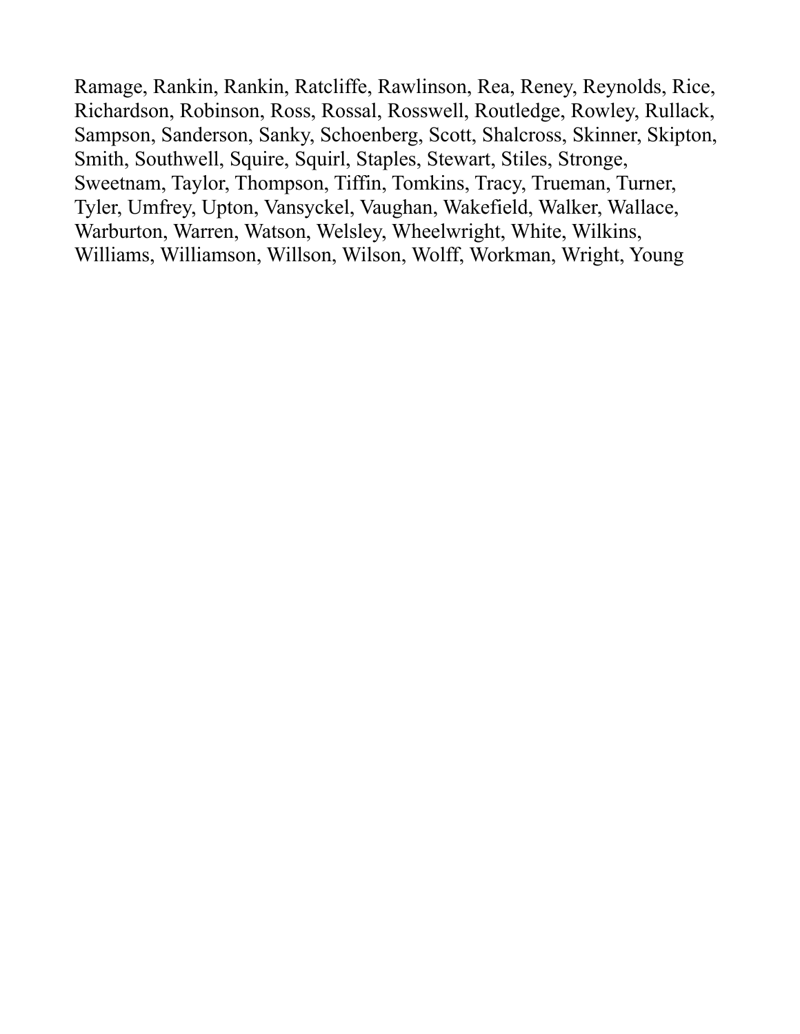Ramage, Rankin, Rankin, Ratcliffe, Rawlinson, Rea, Reney, Reynolds, Rice, Richardson, Robinson, Ross, Rossal, Rosswell, Routledge, Rowley, Rullack, Sampson, Sanderson, Sanky, Schoenberg, Scott, Shalcross, Skinner, Skipton, Smith, Southwell, Squire, Squirl, Staples, Stewart, Stiles, Stronge, Sweetnam, Taylor, Thompson, Tiffin, Tomkins, Tracy, Trueman, Turner, Tyler, Umfrey, Upton, Vansyckel, Vaughan, Wakefield, Walker, Wallace, Warburton, Warren, Watson, Welsley, Wheelwright, White, Wilkins, Williams, Williamson, Willson, Wilson, Wolff, Workman, Wright, Young